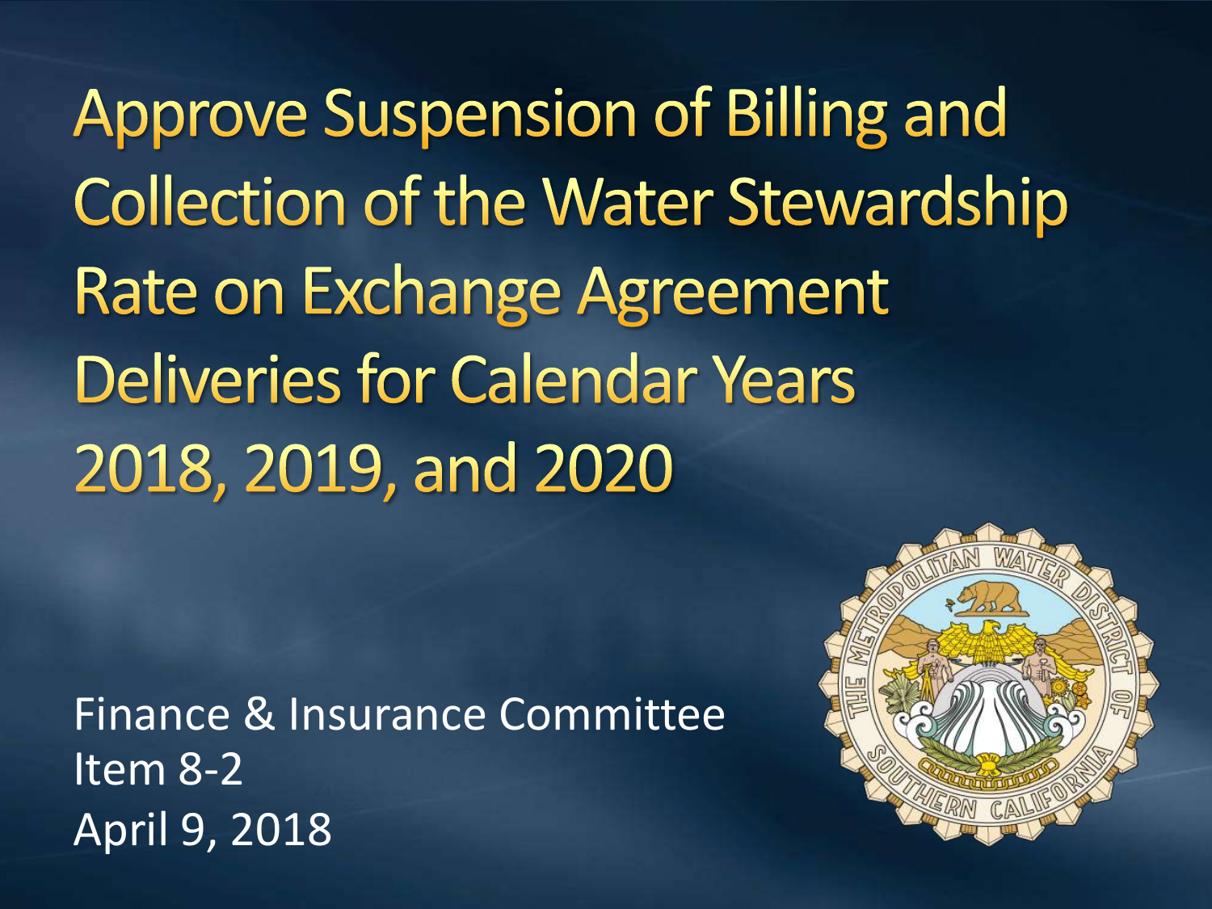# Approve Suspension of Billing and Collection of the Water Stewardship Rate on Exchange Agreement Deliveries for Calendar Years 2018, 2019, and 2020

Finance & Insurance Committee
Item 8-2
April 9, 2018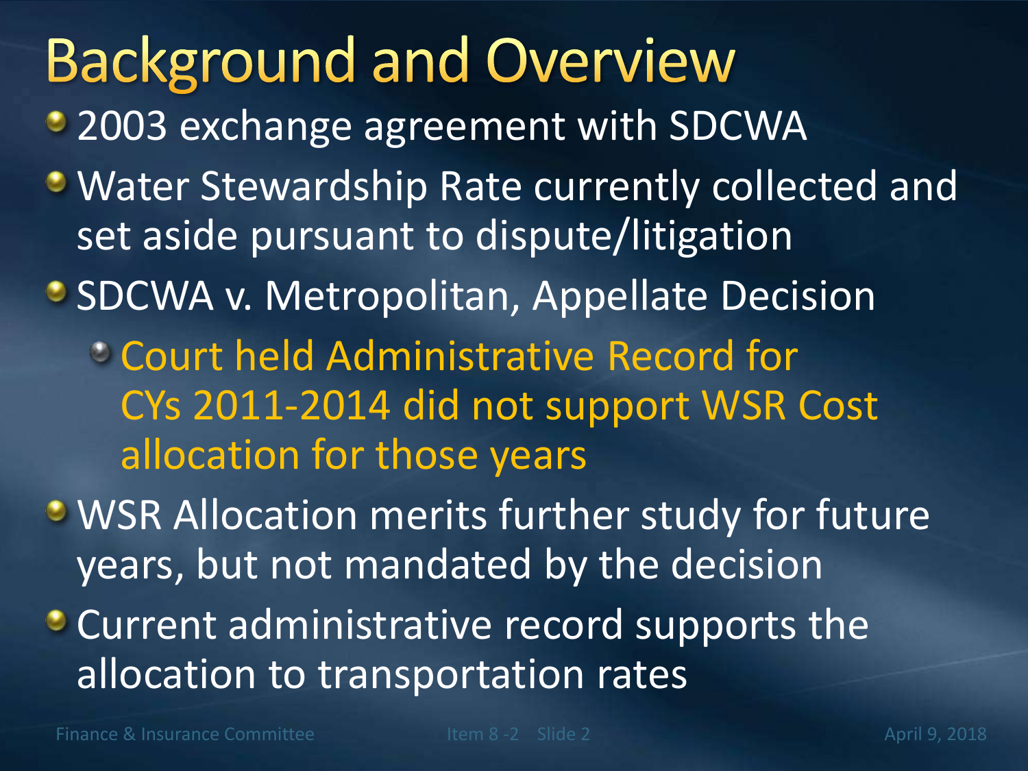# Background and Overview

- 2003 exchange agreement with SDCWA
- Water Stewardship Rate currently collected and set aside pursuant to dispute/litigation
- SDCWA v. Metropolitan, Appellate Decision
  - Court held Administrative Record for CYs 2011-2014 did not support WSR Cost allocation for those years
- WSR Allocation merits further study for future years, but not mandated by the decision
- Current administrative record supports the allocation to transportation rates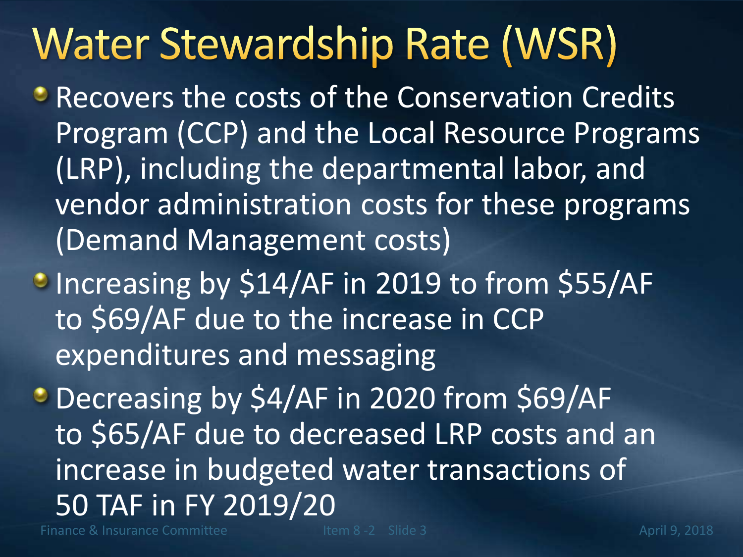# Water Stewardship Rate (WSR)

- Recovers the costs of the Conservation Credits Program (CCP) and the Local Resource Programs (LRP), including the departmental labor, and vendor administration costs for these programs (Demand Management costs)
- Increasing by $14/AF in 2019 to from $55/AF to $69/AF due to the increase in CCP expenditures and messaging
- Decreasing by $4/AF in 2020 from $69/AF to $65/AF due to decreased LRP costs and an increase in budgeted water transactions of 50 TAF in FY 2019/20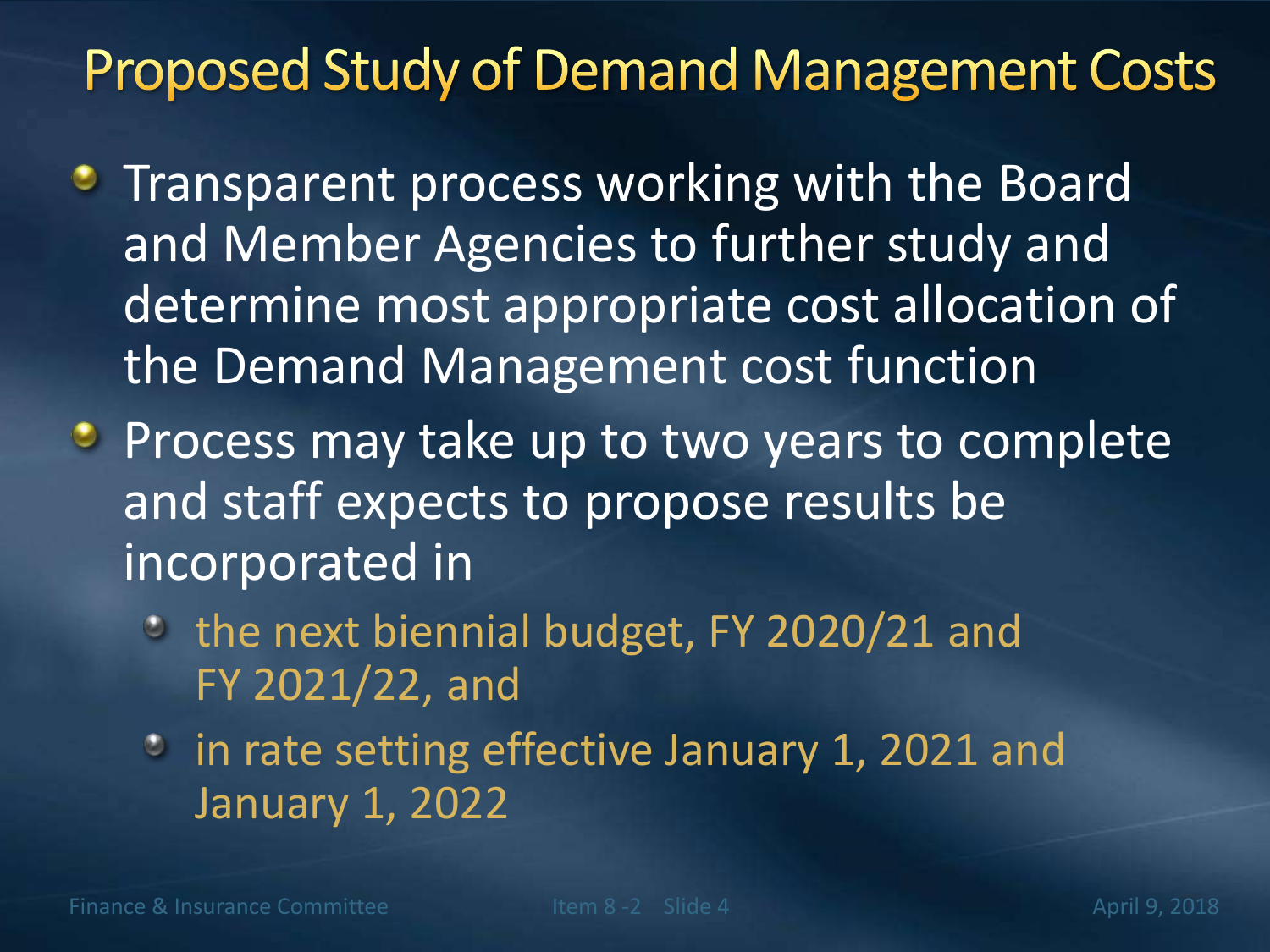# Proposed Study of Demand Management Costs

- Transparent process working with the Board and Member Agencies to further study and determine most appropriate cost allocation of the Demand Management cost function
- Process may take up to two years to complete and staff expects to propose results be incorporated in
  - the next biennial budget, FY 2020/21 and FY 2021/22, and
  - in rate setting effective January 1, 2021 and January 1, 2022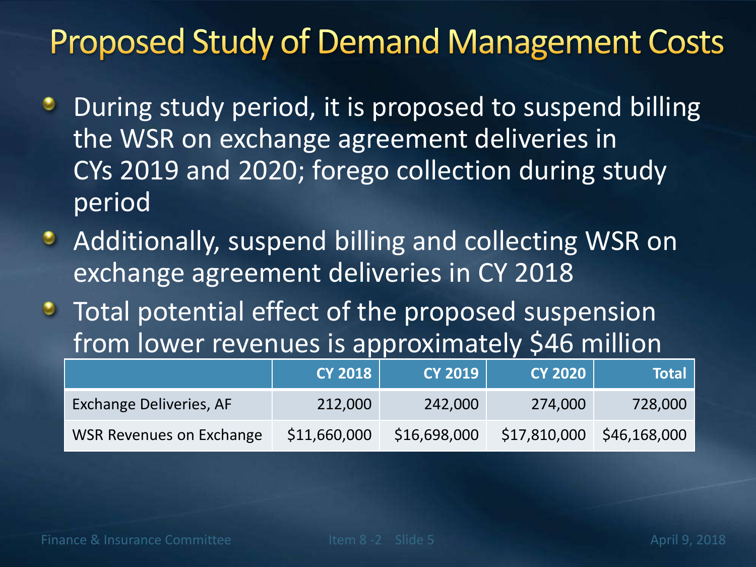# Proposed Study of Demand Management Costs

- During study period, it is proposed to suspend billing the WSR on exchange agreement deliveries in CYs 2019 and 2020; forego collection during study period
- Additionally, suspend billing and collecting WSR on exchange agreement deliveries in CY 2018
- Total potential effect of the proposed suspension from lower revenues is approximately $46 million

| | CY 2018 | CY 2019 | CY 2020 | Total |
|---|---|---|---|---|
| Exchange Deliveries, AF | 212,000 | 242,000 | 274,000 | 728,000 |
| WSR Revenues on Exchange | $11,660,000 | $16,698,000 | $17,810,000 | $46,168,000 |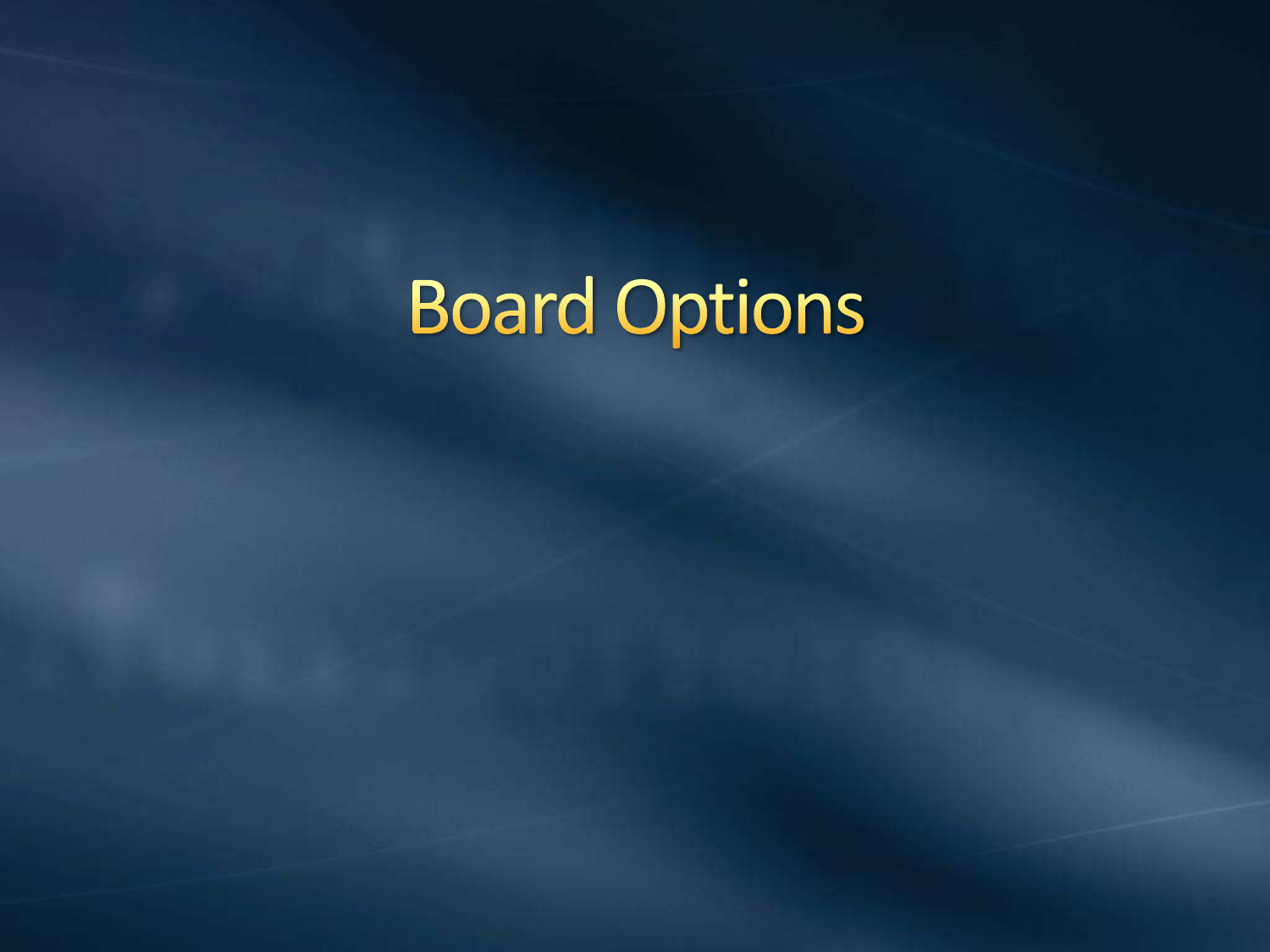# Board Options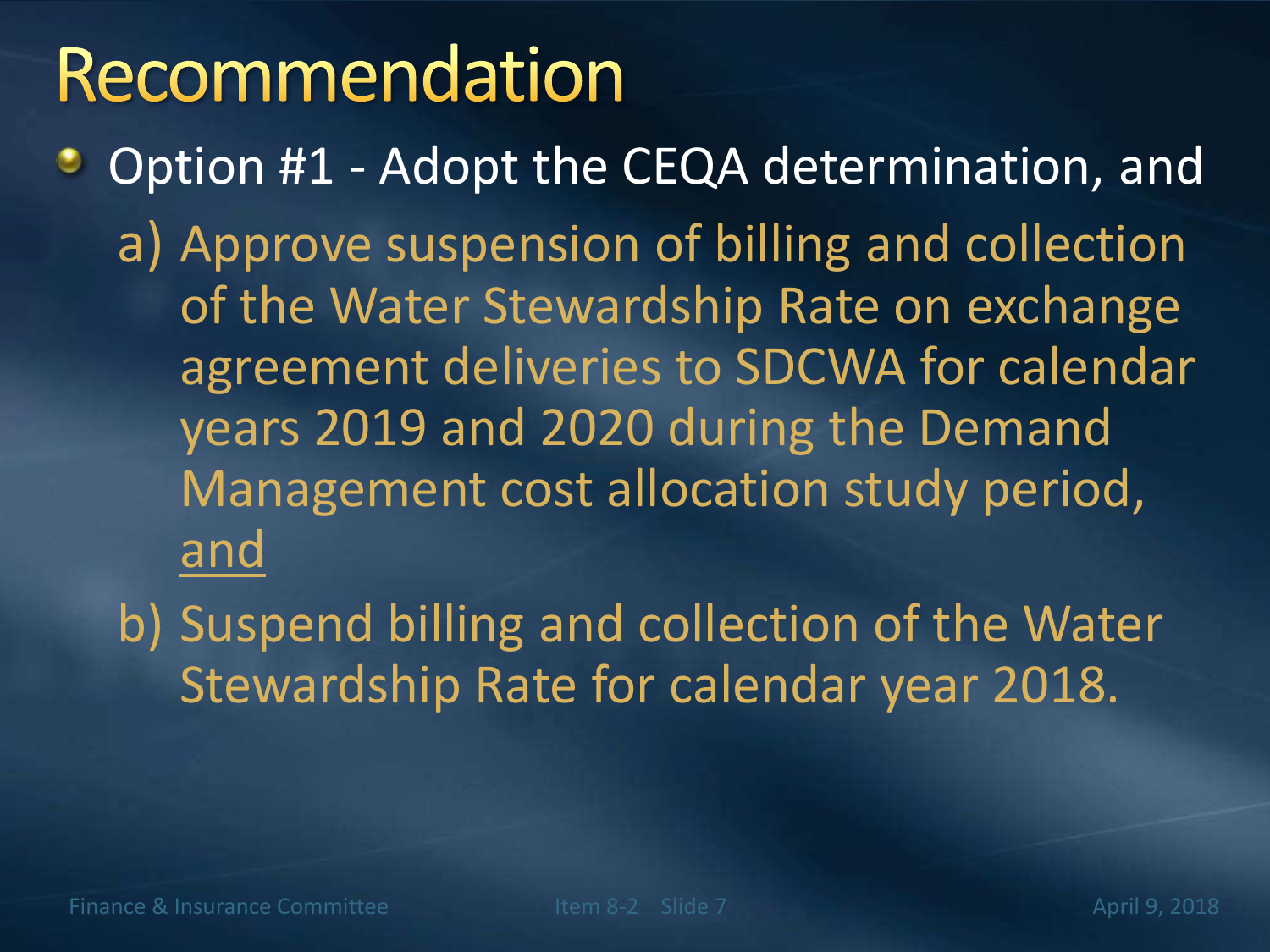# Recommendation

- Option #1 - Adopt the CEQA determination, and
  a) Approve suspension of billing and collection of the Water Stewardship Rate on exchange agreement deliveries to SDCWA for calendar years 2019 and 2020 during the Demand Management cost allocation study period, <u>and</u>
  b) Suspend billing and collection of the Water Stewardship Rate for calendar year 2018.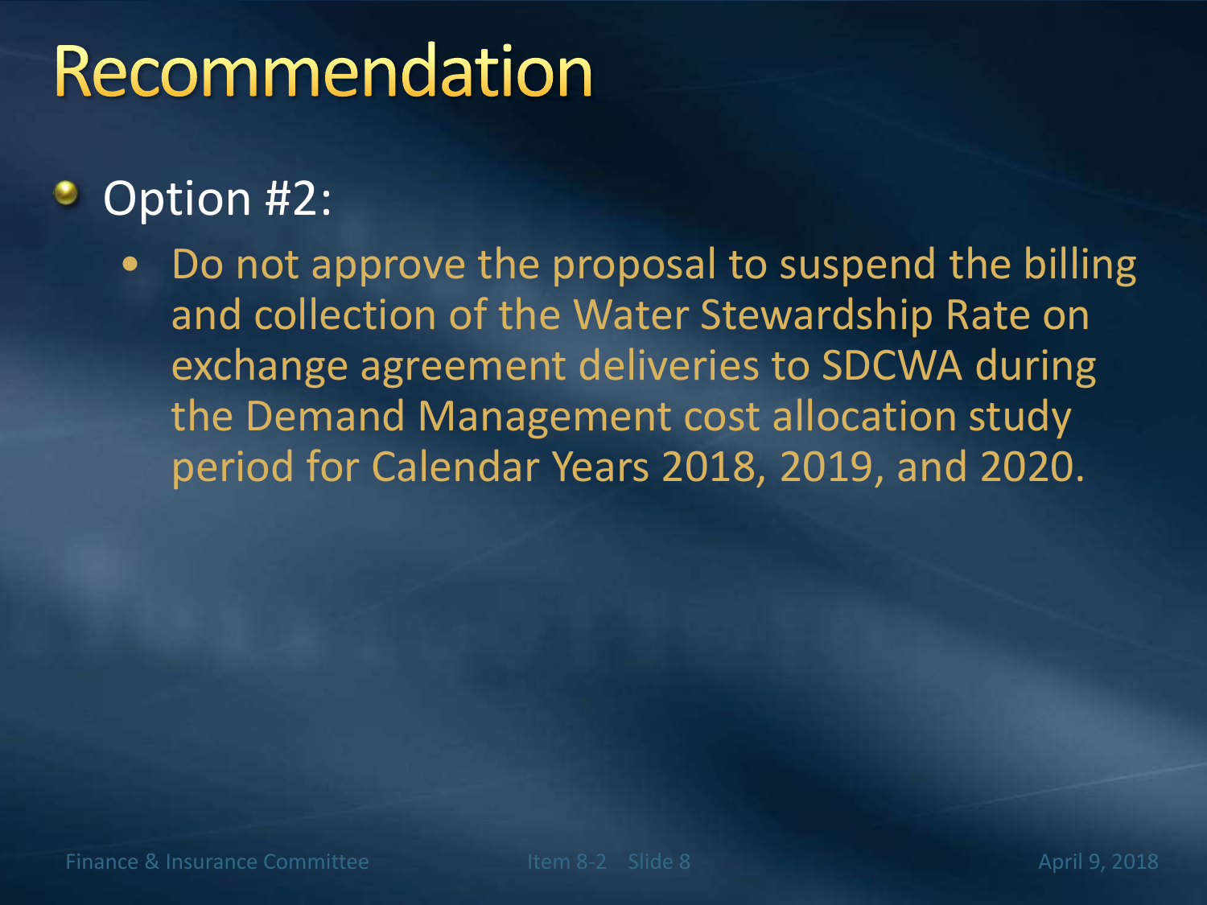# Recommendation

- Option #2:
  - Do not approve the proposal to suspend the billing and collection of the Water Stewardship Rate on exchange agreement deliveries to SDCWA during the Demand Management cost allocation study period for Calendar Years 2018, 2019, and 2020.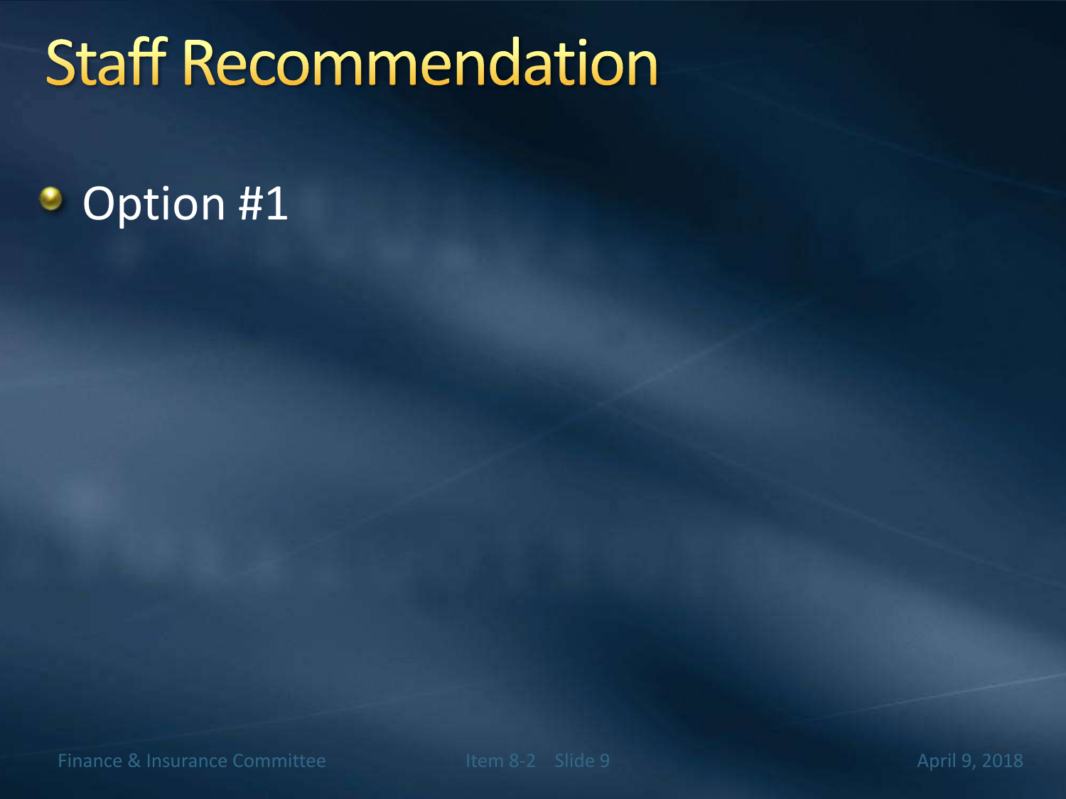# Staff Recommendation

- Option #1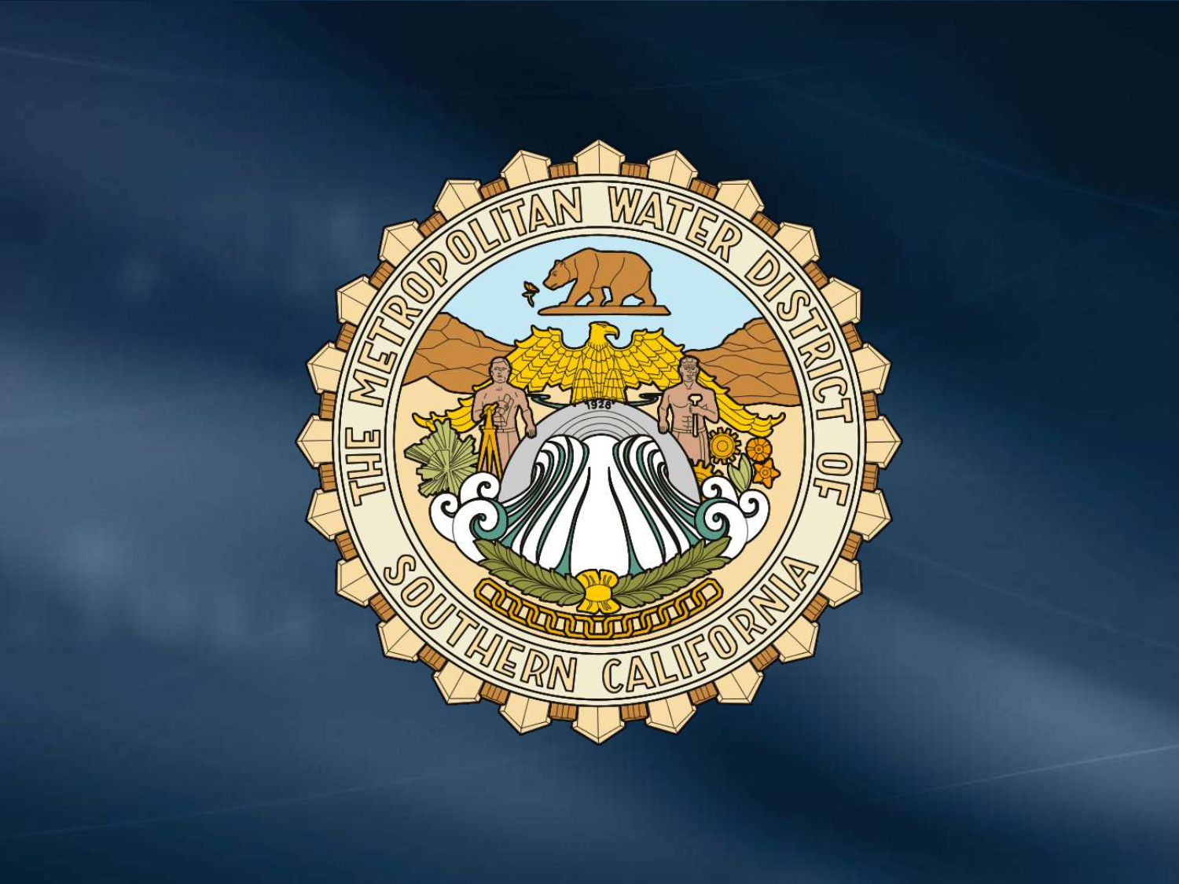THE METROPOLITAN WATER DISTRICT OF SOUTHERN CALIFORNIA

1928